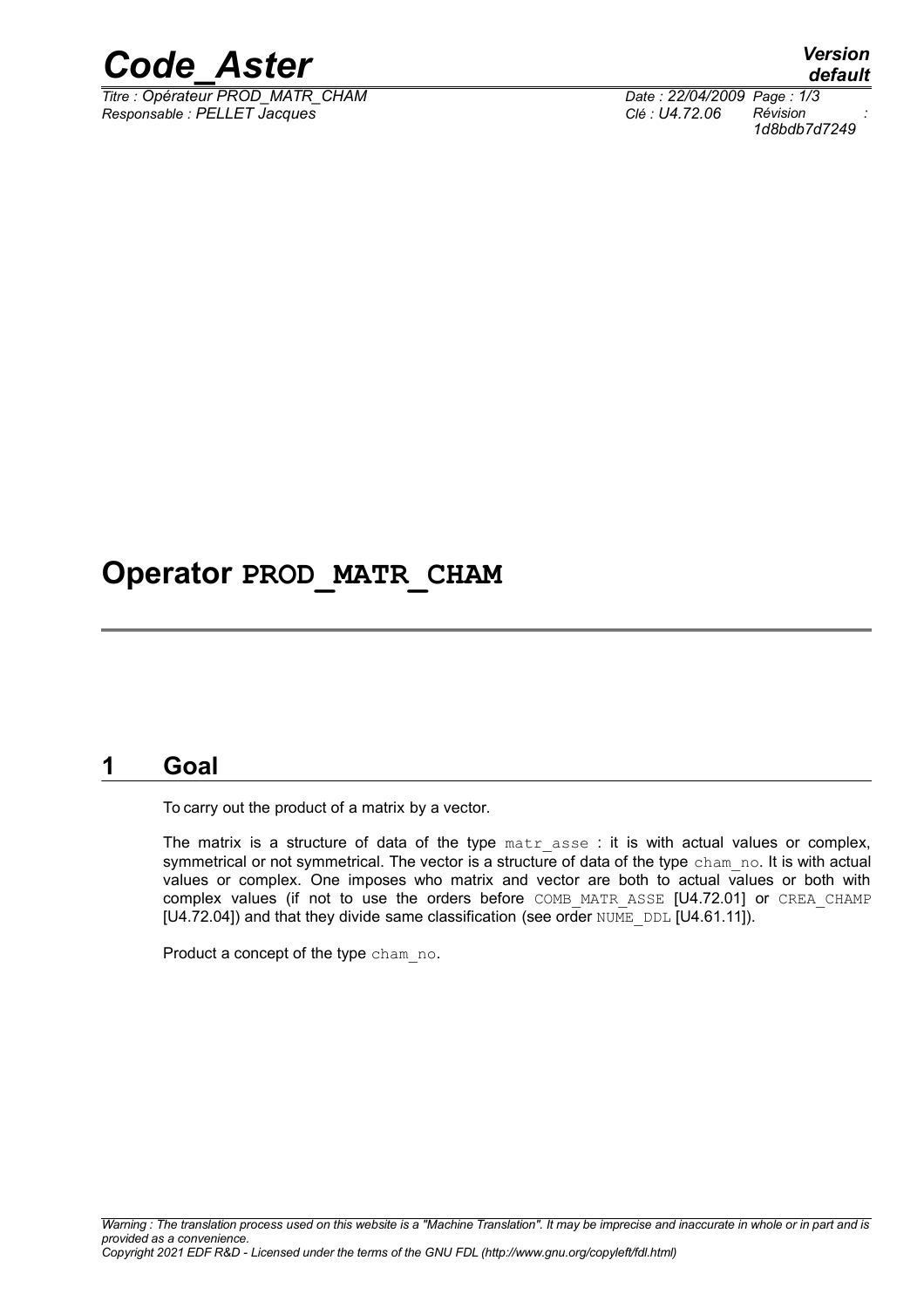# Operator PROD_MATR_CHAM

## 1 Goal

To carry out the product of a matrix by a vector.

The matrix is a structure of data of the type matr_asse : it is with actual values or complex, symmetrical or not symmetrical. The vector is a structure of data of the type cham_no. It is with actual values or complex. One imposes who matrix and vector are both to actual values or both with complex values (if not to use the orders before COMB_MATR_ASSE [U4.72.01] or CREA_CHAMP [U4.72.04]) and that they divide same classification (see order NUME_DDL [U4.61.11]).

Product a concept of the type cham_no.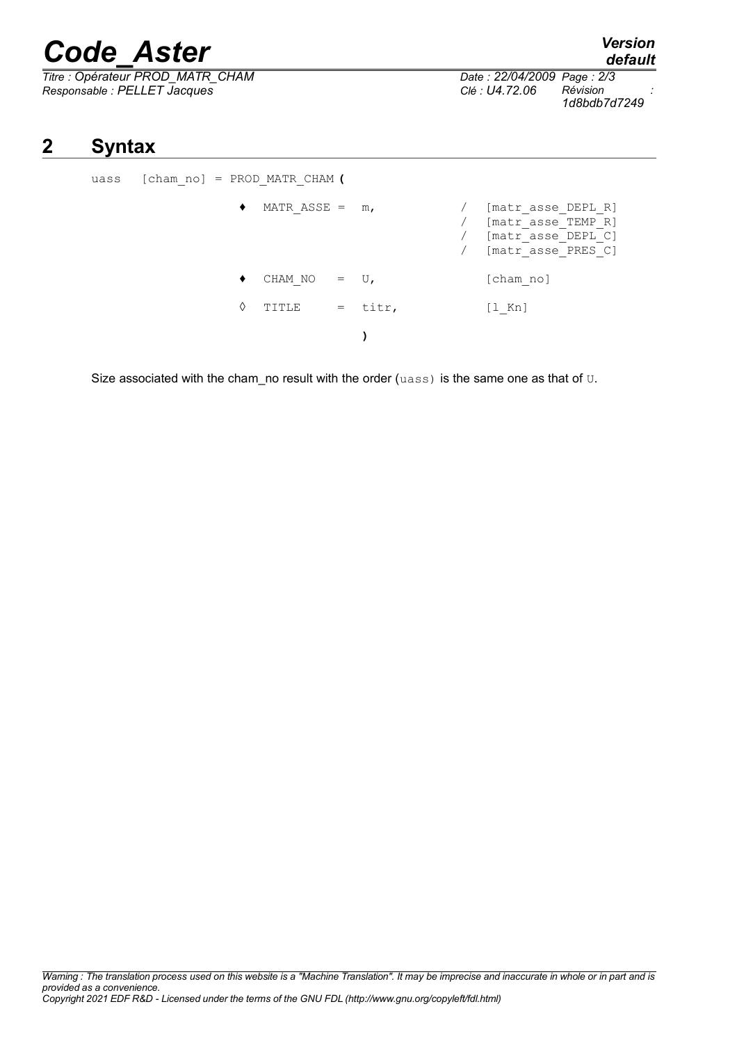# 2 Syntax

```
uass  [cham_no] = PROD_MATR_CHAM (

              ♦  MATR_ASSE =  m,         /  [matr_asse_DEPL_R]
                                         /  [matr_asse_TEMP_R]
                                         /  [matr_asse_DEPL_C]
                                         /  [matr_asse_PRES_C]

              ♦  CHAM_NO   =  U,            [cham_no]

              ◊  TITLE     =  titr,         [l_Kn]

                              )
```

Size associated with the cham_no result with the order (uass) is the same one as that of U.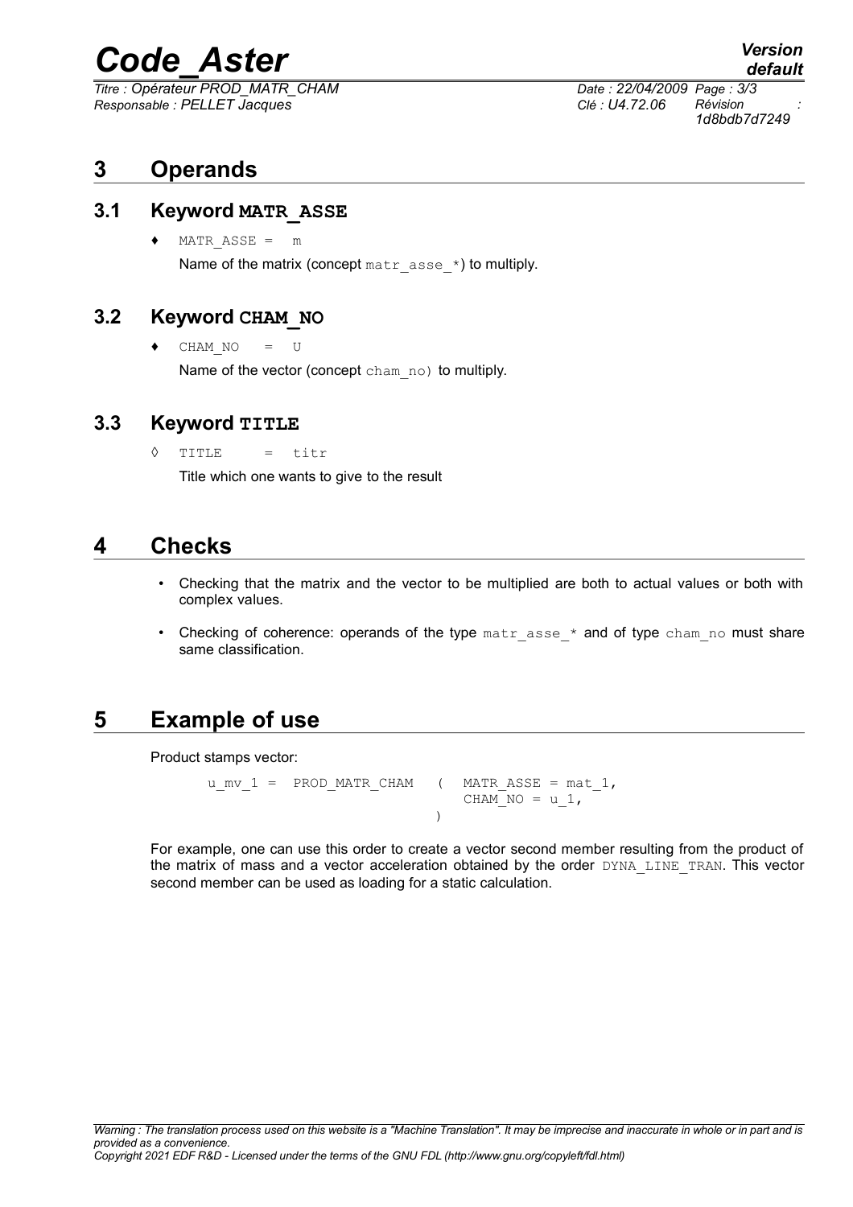# 3 Operands

## 3.1 Keyword MATR_ASSE

♦ MATR_ASSE = m

Name of the matrix (concept matr_asse_*) to multiply.

## 3.2 Keyword CHAM_NO

♦ CHAM_NO = U

Name of the vector (concept cham_no) to multiply.

## 3.3 Keyword TITLE

◊ TITLE = titr

Title which one wants to give to the result

# 4 Checks

- Checking that the matrix and the vector to be multiplied are both to actual values or both with complex values.
- Checking of coherence: operands of the type matr_asse_* and of type cham_no must share same classification.

# 5 Example of use

Product stamps vector:

```
u_mv_1 =  PROD_MATR_CHAM   (  MATR_ASSE = mat_1,
                              CHAM_NO = u_1,
                           )
```

For example, one can use this order to create a vector second member resulting from the product of the matrix of mass and a vector acceleration obtained by the order DYNA_LINE_TRAN. This vector second member can be used as loading for a static calculation.